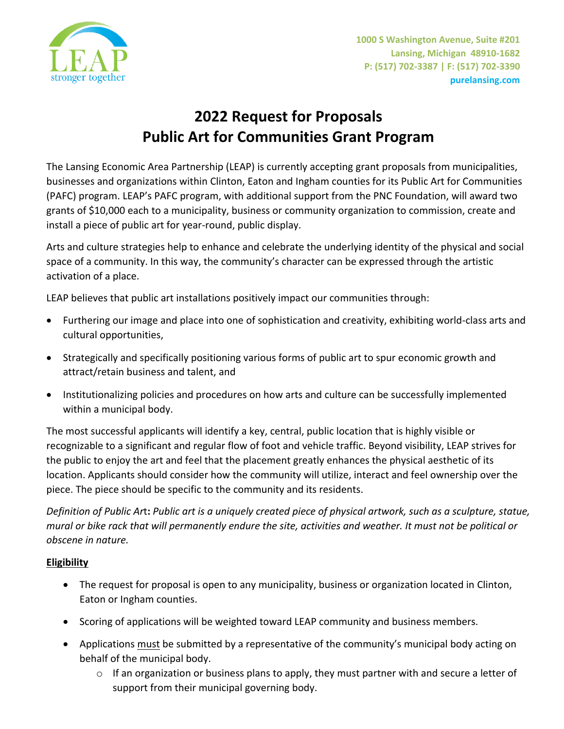LEAP
stronger together

1000 S Washington Avenue, Suite #201
Lansing, Michigan 48910-1682
P: (517) 702-3387 | F: (517) 702-3390
purelansing.com

# 2022 Request for Proposals
# Public Art for Communities Grant Program

The Lansing Economic Area Partnership (LEAP) is currently accepting grant proposals from municipalities, businesses and organizations within Clinton, Eaton and Ingham counties for its Public Art for Communities (PAFC) program. LEAP's PAFC program, with additional support from the PNC Foundation, will award two grants of $10,000 each to a municipality, business or community organization to commission, create and install a piece of public art for year-round, public display.

Arts and culture strategies help to enhance and celebrate the underlying identity of the physical and social space of a community. In this way, the community's character can be expressed through the artistic activation of a place.

LEAP believes that public art installations positively impact our communities through:

- Furthering our image and place into one of sophistication and creativity, exhibiting world-class arts and cultural opportunities,
- Strategically and specifically positioning various forms of public art to spur economic growth and attract/retain business and talent, and
- Institutionalizing policies and procedures on how arts and culture can be successfully implemented within a municipal body.

The most successful applicants will identify a key, central, public location that is highly visible or recognizable to a significant and regular flow of foot and vehicle traffic. Beyond visibility, LEAP strives for the public to enjoy the art and feel that the placement greatly enhances the physical aesthetic of its location. Applicants should consider how the community will utilize, interact and feel ownership over the piece. The piece should be specific to the community and its residents.

*Definition of Public Art*: *Public art is a uniquely created piece of physical artwork, such as a sculpture, statue, mural or bike rack that will permanently endure the site, activities and weather. It must not be political or obscene in nature.*

**Eligibility**

- The request for proposal is open to any municipality, business or organization located in Clinton, Eaton or Ingham counties.
- Scoring of applications will be weighted toward LEAP community and business members.
- Applications must be submitted by a representative of the community's municipal body acting on behalf of the municipal body.
  - If an organization or business plans to apply, they must partner with and secure a letter of support from their municipal governing body.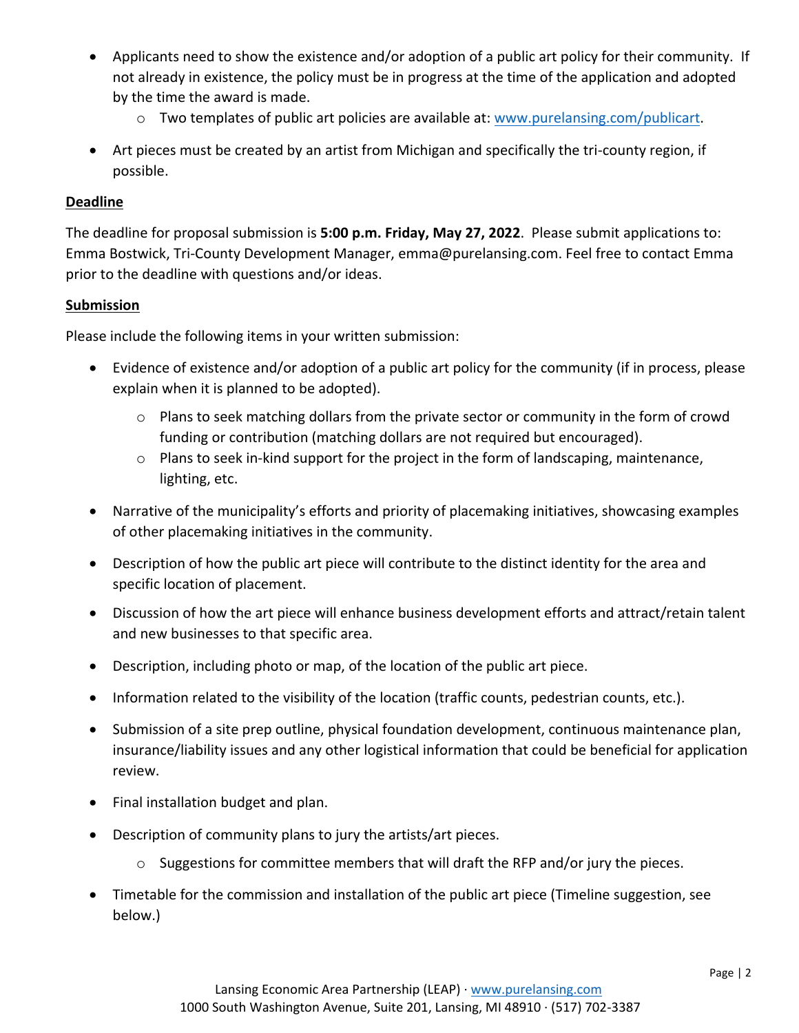- Applicants need to show the existence and/or adoption of a public art policy for their community. If not already in existence, the policy must be in progress at the time of the application and adopted by the time the award is made.
    - Two templates of public art policies are available at: [www.purelansing.com/publicart](http://www.purelansing.com/publicart).
- Art pieces must be created by an artist from Michigan and specifically the tri-county region, if possible.

**Deadline**

The deadline for proposal submission is **5:00 p.m. Friday, May 27, 2022**. Please submit applications to: Emma Bostwick, Tri-County Development Manager, emma@purelansing.com. Feel free to contact Emma prior to the deadline with questions and/or ideas.

**Submission**

Please include the following items in your written submission:

- Evidence of existence and/or adoption of a public art policy for the community (if in process, please explain when it is planned to be adopted).
    - Plans to seek matching dollars from the private sector or community in the form of crowd funding or contribution (matching dollars are not required but encouraged).
    - Plans to seek in-kind support for the project in the form of landscaping, maintenance, lighting, etc.
- Narrative of the municipality's efforts and priority of placemaking initiatives, showcasing examples of other placemaking initiatives in the community.
- Description of how the public art piece will contribute to the distinct identity for the area and specific location of placement.
- Discussion of how the art piece will enhance business development efforts and attract/retain talent and new businesses to that specific area.
- Description, including photo or map, of the location of the public art piece.
- Information related to the visibility of the location (traffic counts, pedestrian counts, etc.).
- Submission of a site prep outline, physical foundation development, continuous maintenance plan, insurance/liability issues and any other logistical information that could be beneficial for application review.
- Final installation budget and plan.
- Description of community plans to jury the artists/art pieces.
    - Suggestions for committee members that will draft the RFP and/or jury the pieces.
- Timetable for the commission and installation of the public art piece (Timeline suggestion, see below.)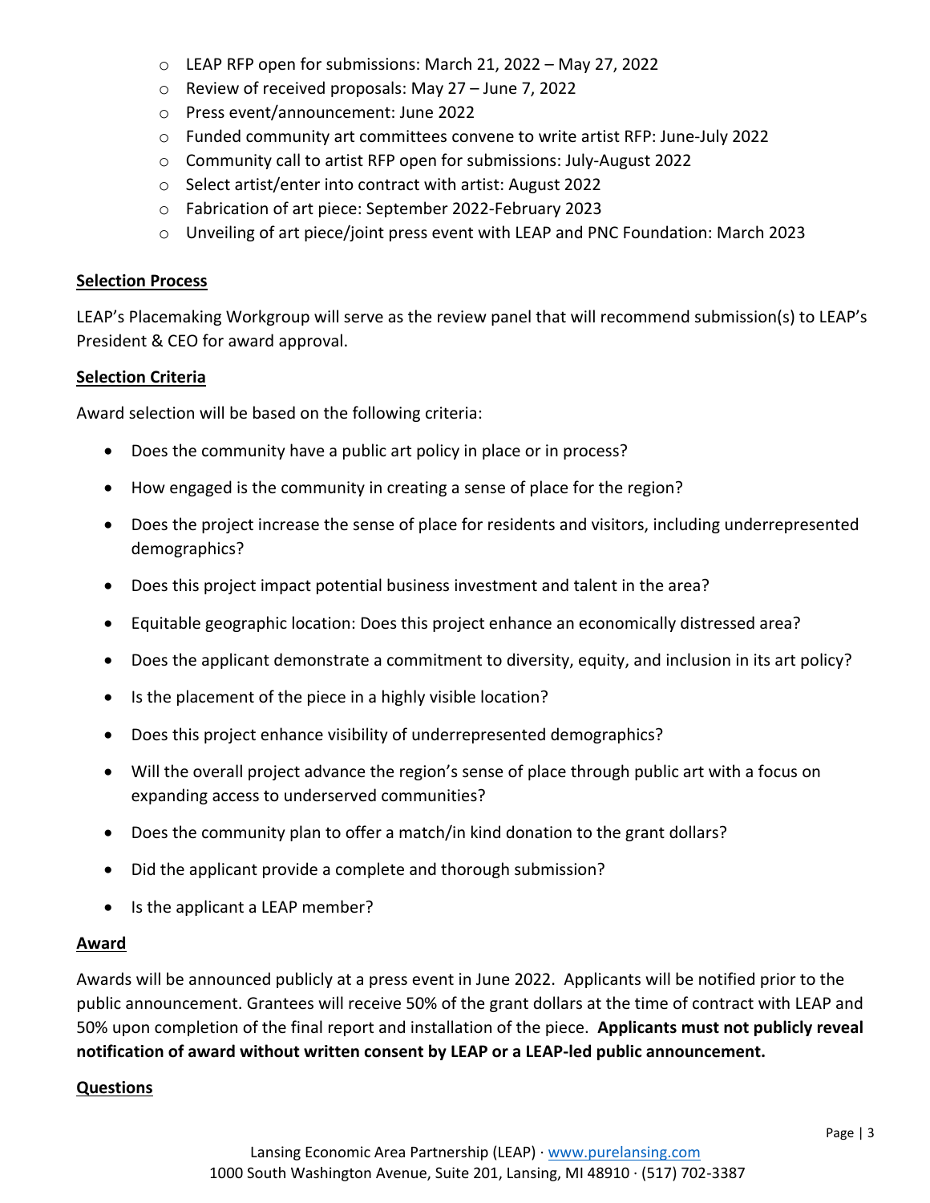- LEAP RFP open for submissions: March 21, 2022 – May 27, 2022
  - Review of received proposals: May 27 – June 7, 2022
  - Press event/announcement: June 2022
  - Funded community art committees convene to write artist RFP: June-July 2022
  - Community call to artist RFP open for submissions: July-August 2022
  - Select artist/enter into contract with artist: August 2022
  - Fabrication of art piece: September 2022-February 2023
  - Unveiling of art piece/joint press event with LEAP and PNC Foundation: March 2023

## Selection Process

LEAP's Placemaking Workgroup will serve as the review panel that will recommend submission(s) to LEAP's President & CEO for award approval.

## Selection Criteria

Award selection will be based on the following criteria:

- Does the community have a public art policy in place or in process?
- How engaged is the community in creating a sense of place for the region?
- Does the project increase the sense of place for residents and visitors, including underrepresented demographics?
- Does this project impact potential business investment and talent in the area?
- Equitable geographic location: Does this project enhance an economically distressed area?
- Does the applicant demonstrate a commitment to diversity, equity, and inclusion in its art policy?
- Is the placement of the piece in a highly visible location?
- Does this project enhance visibility of underrepresented demographics?
- Will the overall project advance the region's sense of place through public art with a focus on expanding access to underserved communities?
- Does the community plan to offer a match/in kind donation to the grant dollars?
- Did the applicant provide a complete and thorough submission?
- Is the applicant a LEAP member?

## Award

Awards will be announced publicly at a press event in June 2022. Applicants will be notified prior to the public announcement. Grantees will receive 50% of the grant dollars at the time of contract with LEAP and 50% upon completion of the final report and installation of the piece. **Applicants must not publicly reveal notification of award without written consent by LEAP or a LEAP-led public announcement.**

## Questions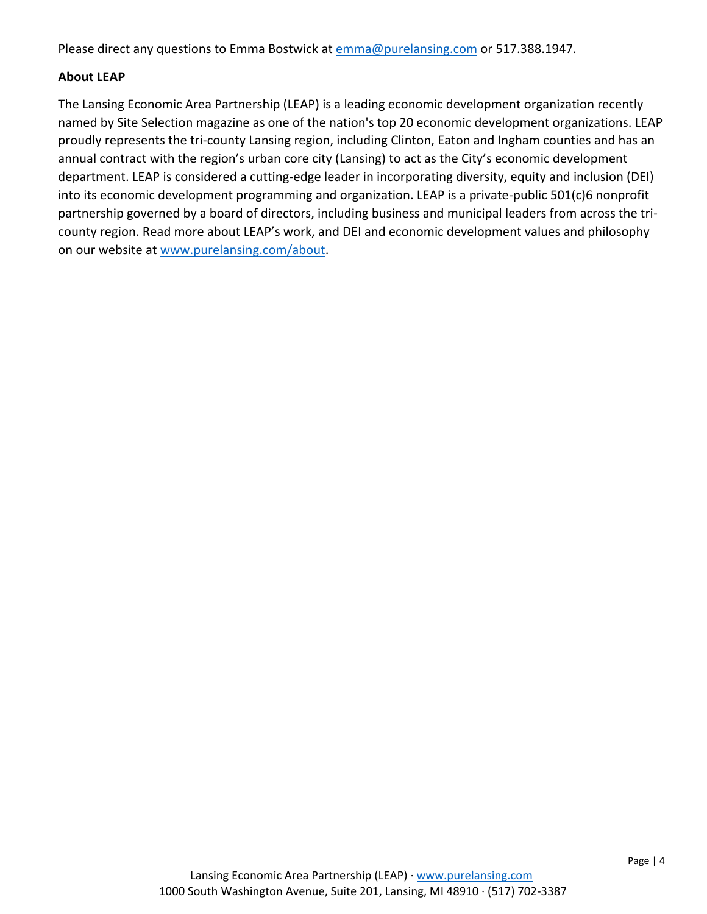Please direct any questions to Emma Bostwick at emma@purelansing.com or 517.388.1947.

**About LEAP**

The Lansing Economic Area Partnership (LEAP) is a leading economic development organization recently named by Site Selection magazine as one of the nation's top 20 economic development organizations. LEAP proudly represents the tri-county Lansing region, including Clinton, Eaton and Ingham counties and has an annual contract with the region's urban core city (Lansing) to act as the City's economic development department. LEAP is considered a cutting-edge leader in incorporating diversity, equity and inclusion (DEI) into its economic development programming and organization. LEAP is a private-public 501(c)6 nonprofit partnership governed by a board of directors, including business and municipal leaders from across the tri-county region. Read more about LEAP's work, and DEI and economic development values and philosophy on our website at www.purelansing.com/about.